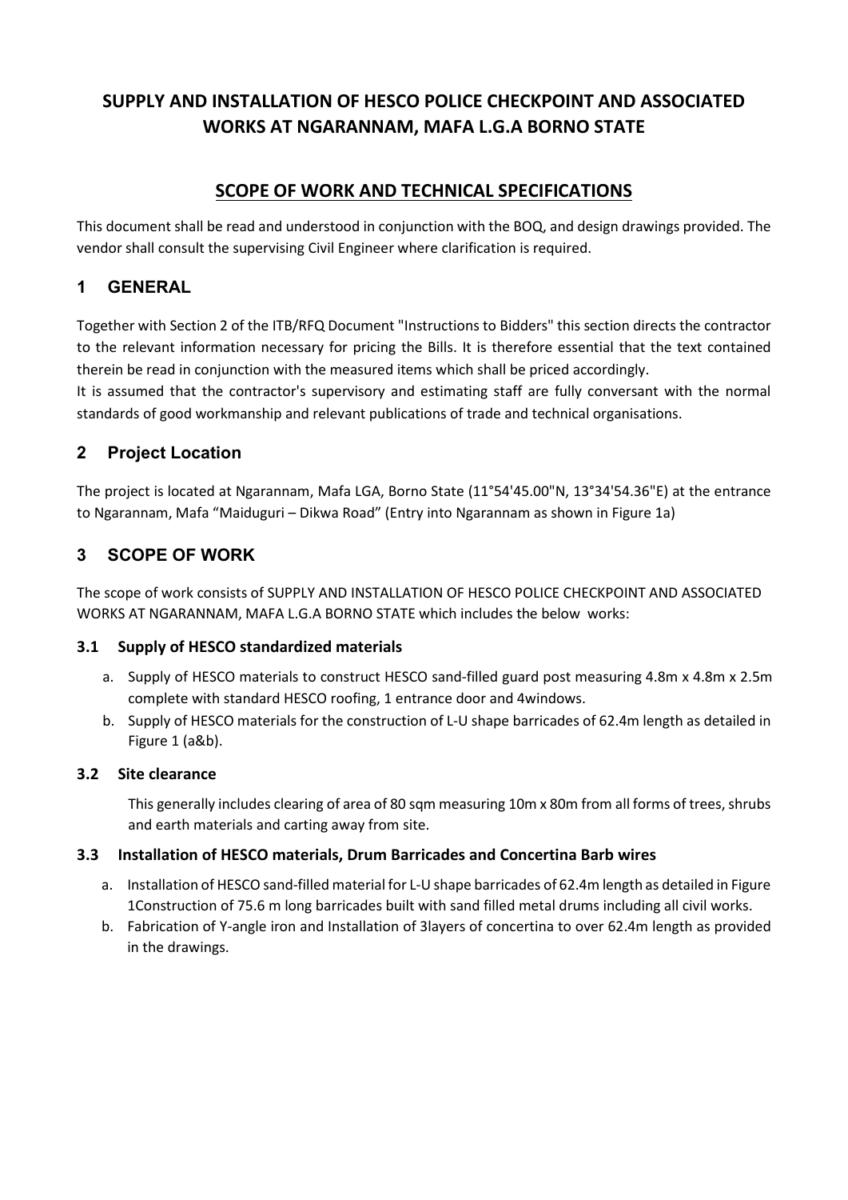# SUPPLY AND INSTALLATION OF HESCO POLICE CHECKPOINT AND ASSOCIATED WORKS AT NGARANNAM, MAFA L.G.A BORNO STATE

## SCOPE OF WORK AND TECHNICAL SPECIFICATIONS

This document shall be read and understood in conjunction with the BOQ, and design drawings provided. The vendor shall consult the supervising Civil Engineer where clarification is required.

## 1 GENERAL

Together with Section 2 of the ITB/RFQ Document "Instructions to Bidders" this section directs the contractor to the relevant information necessary for pricing the Bills. It is therefore essential that the text contained therein be read in conjunction with the measured items which shall be priced accordingly.

It is assumed that the contractor's supervisory and estimating staff are fully conversant with the normal standards of good workmanship and relevant publications of trade and technical organisations.

## 2 Project Location

The project is located at Ngarannam, Mafa LGA, Borno State (11°54'45.00"N, 13°34'54.36"E) at the entrance to Ngarannam, Mafa "Maiduguri – Dikwa Road" (Entry into Ngarannam as shown in Figure 1a)

## 3 SCOPE OF WORK

The scope of work consists of SUPPLY AND INSTALLATION OF HESCO POLICE CHECKPOINT AND ASSOCIATED WORKS AT NGARANNAM, MAFA L.G.A BORNO STATE which includes the below works:

### 3.1 Supply of HESCO standardized materials

a. Supply of HESCO materials to construct HESCO sand-filled guard post measuring 4.8m x 4.8m x 2.5m complete with standard HESCO roofing, 1 entrance door and 4windows.

b. Supply of HESCO materials for the construction of L-U shape barricades of 62.4m length as detailed in Figure 1 (a&b).

### 3.2 Site clearance

This generally includes clearing of area of 80 sqm measuring 10m x 80m from all forms of trees, shrubs and earth materials and carting away from site.

### 3.3 Installation of HESCO materials, Drum Barricades and Concertina Barb wires

a. Installation of HESCO sand-filled material for L-U shape barricades of 62.4m length as detailed in Figure 1Construction of 75.6 m long barricades built with sand filled metal drums including all civil works.

b. Fabrication of Y-angle iron and Installation of 3layers of concertina to over 62.4m length as provided in the drawings.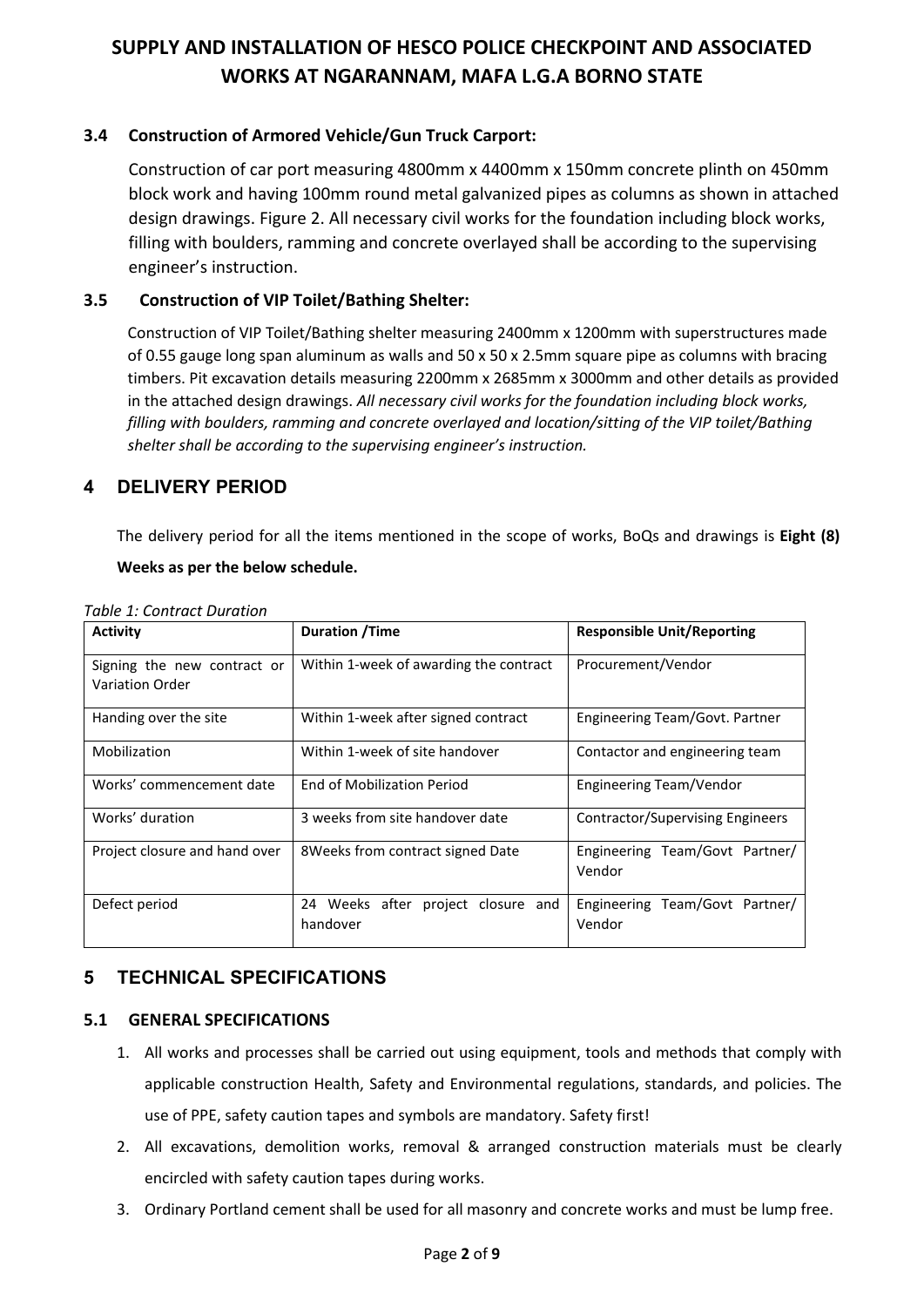### 3.4 Construction of Armored Vehicle/Gun Truck Carport:

Construction of car port measuring 4800mm x 4400mm x 150mm concrete plinth on 450mm block work and having 100mm round metal galvanized pipes as columns as shown in attached design drawings. Figure 2. All necessary civil works for the foundation including block works, filling with boulders, ramming and concrete overlayed shall be according to the supervising engineer's instruction.

### 3.5 Construction of VIP Toilet/Bathing Shelter:

Construction of VIP Toilet/Bathing shelter measuring 2400mm x 1200mm with superstructures made of 0.55 gauge long span aluminum as walls and 50 x 50 x 2.5mm square pipe as columns with bracing timbers. Pit excavation details measuring 2200mm x 2685mm x 3000mm and other details as provided in the attached design drawings. *All necessary civil works for the foundation including block works, filling with boulders, ramming and concrete overlayed and location/sitting of the VIP toilet/Bathing shelter shall be according to the supervising engineer's instruction.*

## 4 DELIVERY PERIOD

The delivery period for all the items mentioned in the scope of works, BoQs and drawings is **Eight (8) Weeks as per the below schedule.**

*Table 1: Contract Duration*

| Activity | Duration /Time | Responsible Unit/Reporting |
|---|---|---|
| Signing the new contract or Variation Order | Within 1-week of awarding the contract | Procurement/Vendor |
| Handing over the site | Within 1-week after signed contract | Engineering Team/Govt. Partner |
| Mobilization | Within 1-week of site handover | Contactor and engineering team |
| Works' commencement date | End of Mobilization Period | Engineering Team/Vendor |
| Works' duration | 3 weeks from site handover date | Contractor/Supervising Engineers |
| Project closure and hand over | 8Weeks from contract signed Date | Engineering Team/Govt Partner/ Vendor |
| Defect period | 24 Weeks after project closure and handover | Engineering Team/Govt Partner/ Vendor |

## 5 TECHNICAL SPECIFICATIONS

### 5.1 GENERAL SPECIFICATIONS

1. All works and processes shall be carried out using equipment, tools and methods that comply with applicable construction Health, Safety and Environmental regulations, standards, and policies. The use of PPE, safety caution tapes and symbols are mandatory. Safety first!
2. All excavations, demolition works, removal & arranged construction materials must be clearly encircled with safety caution tapes during works.
3. Ordinary Portland cement shall be used for all masonry and concrete works and must be lump free.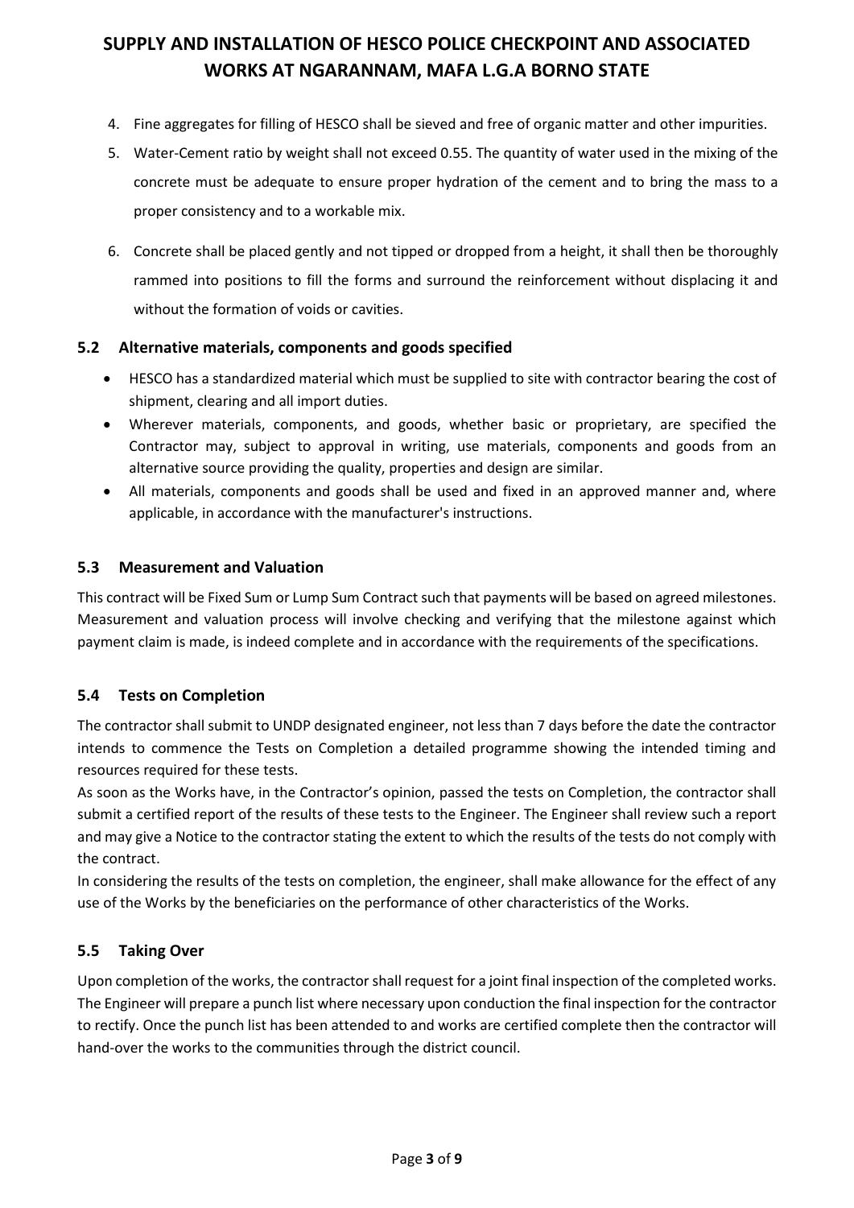4. Fine aggregates for filling of HESCO shall be sieved and free of organic matter and other impurities.
5. Water-Cement ratio by weight shall not exceed 0.55. The quantity of water used in the mixing of the concrete must be adequate to ensure proper hydration of the cement and to bring the mass to a proper consistency and to a workable mix.
6. Concrete shall be placed gently and not tipped or dropped from a height, it shall then be thoroughly rammed into positions to fill the forms and surround the reinforcement without displacing it and without the formation of voids or cavities.

### 5.2 Alternative materials, components and goods specified

- HESCO has a standardized material which must be supplied to site with contractor bearing the cost of shipment, clearing and all import duties.
- Wherever materials, components, and goods, whether basic or proprietary, are specified the Contractor may, subject to approval in writing, use materials, components and goods from an alternative source providing the quality, properties and design are similar.
- All materials, components and goods shall be used and fixed in an approved manner and, where applicable, in accordance with the manufacturer's instructions.

### 5.3 Measurement and Valuation

This contract will be Fixed Sum or Lump Sum Contract such that payments will be based on agreed milestones. Measurement and valuation process will involve checking and verifying that the milestone against which payment claim is made, is indeed complete and in accordance with the requirements of the specifications.

### 5.4 Tests on Completion

The contractor shall submit to UNDP designated engineer, not less than 7 days before the date the contractor intends to commence the Tests on Completion a detailed programme showing the intended timing and resources required for these tests.

As soon as the Works have, in the Contractor's opinion, passed the tests on Completion, the contractor shall submit a certified report of the results of these tests to the Engineer. The Engineer shall review such a report and may give a Notice to the contractor stating the extent to which the results of the tests do not comply with the contract.

In considering the results of the tests on completion, the engineer, shall make allowance for the effect of any use of the Works by the beneficiaries on the performance of other characteristics of the Works.

### 5.5 Taking Over

Upon completion of the works, the contractor shall request for a joint final inspection of the completed works. The Engineer will prepare a punch list where necessary upon conduction the final inspection for the contractor to rectify. Once the punch list has been attended to and works are certified complete then the contractor will hand-over the works to the communities through the district council.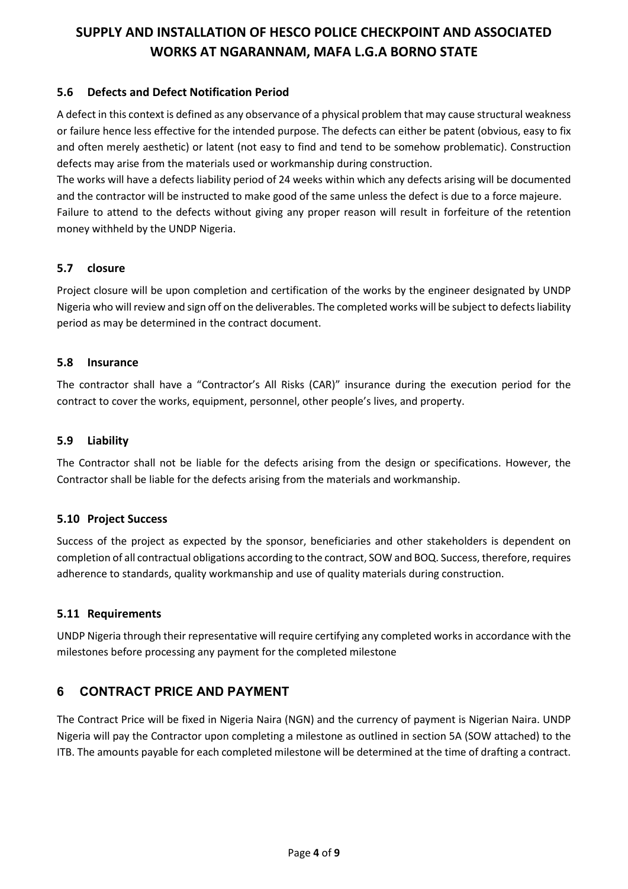### 5.6 Defects and Defect Notification Period

A defect in this context is defined as any observance of a physical problem that may cause structural weakness or failure hence less effective for the intended purpose. The defects can either be patent (obvious, easy to fix and often merely aesthetic) or latent (not easy to find and tend to be somehow problematic). Construction defects may arise from the materials used or workmanship during construction.

The works will have a defects liability period of 24 weeks within which any defects arising will be documented and the contractor will be instructed to make good of the same unless the defect is due to a force majeure.

Failure to attend to the defects without giving any proper reason will result in forfeiture of the retention money withheld by the UNDP Nigeria.

### 5.7 closure

Project closure will be upon completion and certification of the works by the engineer designated by UNDP Nigeria who will review and sign off on the deliverables. The completed works will be subject to defects liability period as may be determined in the contract document.

### 5.8 Insurance

The contractor shall have a "Contractor's All Risks (CAR)" insurance during the execution period for the contract to cover the works, equipment, personnel, other people's lives, and property.

### 5.9 Liability

The Contractor shall not be liable for the defects arising from the design or specifications. However, the Contractor shall be liable for the defects arising from the materials and workmanship.

### 5.10 Project Success

Success of the project as expected by the sponsor, beneficiaries and other stakeholders is dependent on completion of all contractual obligations according to the contract, SOW and BOQ. Success, therefore, requires adherence to standards, quality workmanship and use of quality materials during construction.

### 5.11 Requirements

UNDP Nigeria through their representative will require certifying any completed works in accordance with the milestones before processing any payment for the completed milestone

## 6 CONTRACT PRICE AND PAYMENT

The Contract Price will be fixed in Nigeria Naira (NGN) and the currency of payment is Nigerian Naira. UNDP Nigeria will pay the Contractor upon completing a milestone as outlined in section 5A (SOW attached) to the ITB. The amounts payable for each completed milestone will be determined at the time of drafting a contract.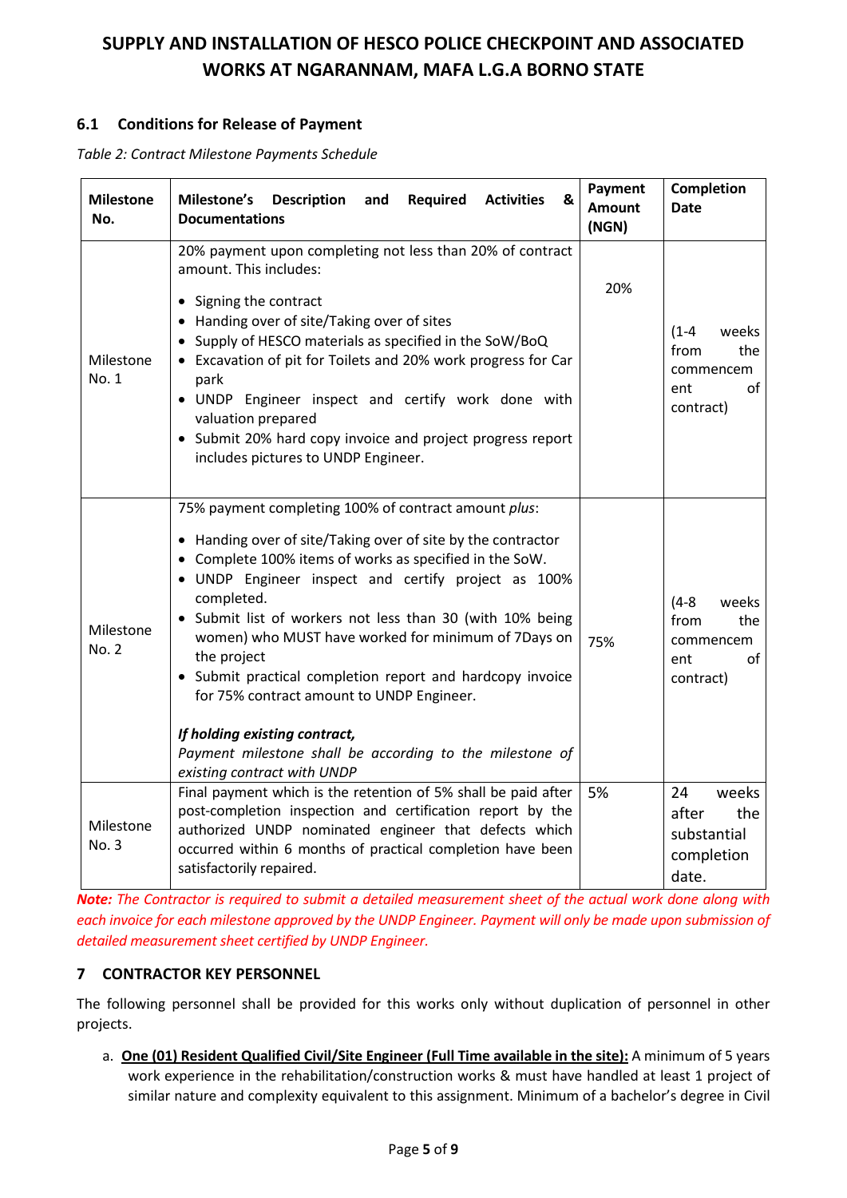### 6.1 Conditions for Release of Payment

*Table 2: Contract Milestone Payments Schedule*

| Milestone No. | Milestone's Description and Required Activities & Documentations | Payment Amount (NGN) | Completion Date |
|---|---|---|---|
| Milestone No. 1 | 20% payment upon completing not less than 20% of contract amount. This includes:<br>• Signing the contract<br>• Handing over of site/Taking over of sites<br>• Supply of HESCO materials as specified in the SoW/BoQ<br>• Excavation of pit for Toilets and 20% work progress for Car park<br>• UNDP Engineer inspect and certify work done with valuation prepared<br>• Submit 20% hard copy invoice and project progress report includes pictures to UNDP Engineer. | 20% | (1-4 weeks from the commencement of contract) |
| Milestone No. 2 | 75% payment completing 100% of contract amount *plus*:<br>• Handing over of site/Taking over of site by the contractor<br>• Complete 100% items of works as specified in the SoW.<br>• UNDP Engineer inspect and certify project as 100% completed.<br>• Submit list of workers not less than 30 (with 10% being women) who MUST have worked for minimum of 7Days on the project<br>• Submit practical completion report and hardcopy invoice for 75% contract amount to UNDP Engineer.<br><br>***If holding existing contract,***<br>*Payment milestone shall be according to the milestone of existing contract with UNDP* | 75% | (4-8 weeks from the commencement of contract) |
| Milestone No. 3 | Final payment which is the retention of 5% shall be paid after post-completion inspection and certification report by the authorized UNDP nominated engineer that defects which occurred within 6 months of practical completion have been satisfactorily repaired. | 5% | 24 weeks after the substantial completion date. |

***Note:*** *The Contractor is required to submit a detailed measurement sheet of the actual work done along with each invoice for each milestone approved by the UNDP Engineer. Payment will only be made upon submission of detailed measurement sheet certified by UNDP Engineer.*

## 7 CONTRACTOR KEY PERSONNEL

The following personnel shall be provided for this works only without duplication of personnel in other projects.

a. **One (01) Resident Qualified Civil/Site Engineer (Full Time available in the site):** A minimum of 5 years work experience in the rehabilitation/construction works & must have handled at least 1 project of similar nature and complexity equivalent to this assignment. Minimum of a bachelor's degree in Civil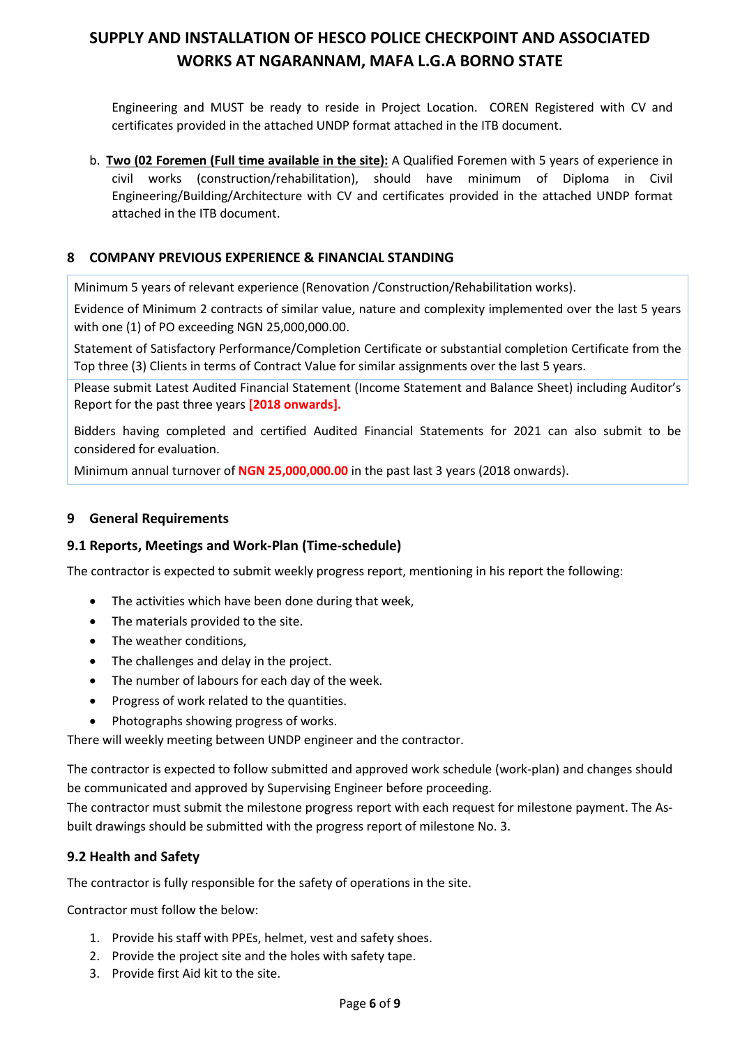Engineering and MUST be ready to reside in Project Location. COREN Registered with CV and certificates provided in the attached UNDP format attached in the ITB document.

b. **Two (02 Foremen (Full time available in the site):** A Qualified Foremen with 5 years of experience in civil works (construction/rehabilitation), should have minimum of Diploma in Civil Engineering/Building/Architecture with CV and certificates provided in the attached UNDP format attached in the ITB document.

## 8 COMPANY PREVIOUS EXPERIENCE & FINANCIAL STANDING

| |
|---|
| Minimum 5 years of relevant experience (Renovation /Construction/Rehabilitation works). Evidence of Minimum 2 contracts of similar value, nature and complexity implemented over the last 5 years with one (1) of PO exceeding NGN 25,000,000.00. Statement of Satisfactory Performance/Completion Certificate or substantial completion Certificate from the Top three (3) Clients in terms of Contract Value for similar assignments over the last 5 years. |
| Please submit Latest Audited Financial Statement (Income Statement and Balance Sheet) including Auditor's Report for the past three years **[2018 onwards].** Bidders having completed and certified Audited Financial Statements for 2021 can also submit to be considered for evaluation. Minimum annual turnover of **NGN 25,000,000.00** in the past last 3 years (2018 onwards). |

## 9 General Requirements

### 9.1 Reports, Meetings and Work-Plan (Time-schedule)

The contractor is expected to submit weekly progress report, mentioning in his report the following:

- The activities which have been done during that week,
- The materials provided to the site.
- The weather conditions,
- The challenges and delay in the project.
- The number of labours for each day of the week.
- Progress of work related to the quantities.
- Photographs showing progress of works.

There will weekly meeting between UNDP engineer and the contractor.

The contractor is expected to follow submitted and approved work schedule (work-plan) and changes should be communicated and approved by Supervising Engineer before proceeding.
The contractor must submit the milestone progress report with each request for milestone payment. The As-built drawings should be submitted with the progress report of milestone No. 3.

### 9.2 Health and Safety

The contractor is fully responsible for the safety of operations in the site.

Contractor must follow the below:

1. Provide his staff with PPEs, helmet, vest and safety shoes.
2. Provide the project site and the holes with safety tape.
3. Provide first Aid kit to the site.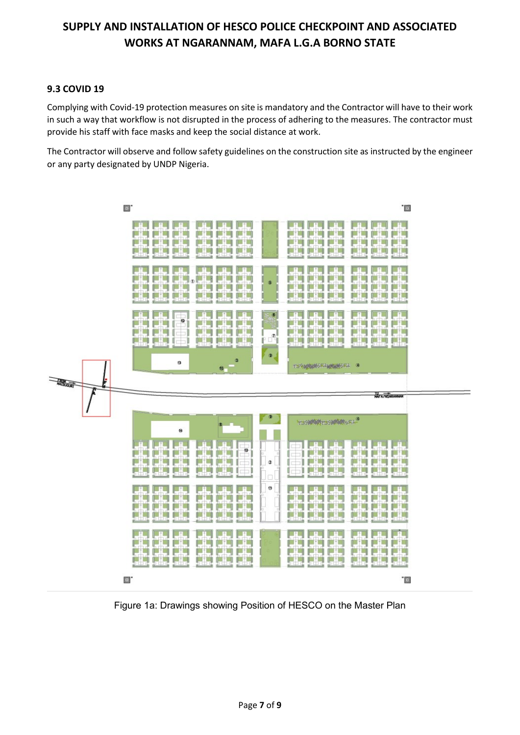### 9.3 COVID 19

Complying with Covid-19 protection measures on site is mandatory and the Contractor will have to their work in such a way that workflow is not disrupted in the process of adhering to the measures. The contractor must provide his staff with face masks and keep the social distance at work.

The Contractor will observe and follow safety guidelines on the construction site as instructed by the engineer or any party designated by UNDP Nigeria.

Figure 1a: Drawings showing Position of HESCO on the Master Plan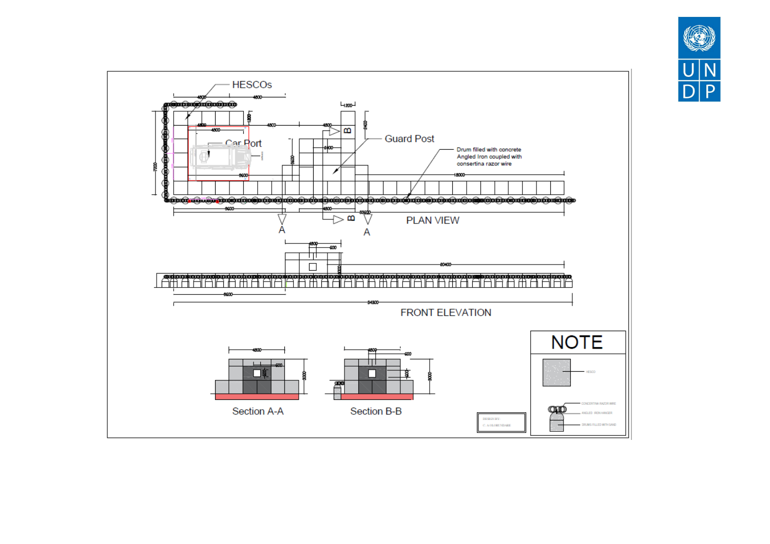HESCOs

Car Port

Guard Post

Drum filled with concrete Angled Iron coupled with consertina razor wire

PLAN VIEW

FRONT ELEVATION

Section A-A

Section B-B

NOTE

HESCO

CONCERTINA RAZOR WIRE

ANGLED IRON HANGER

DRUMS FILLED WITH SAND

DESIGN BY:

C. A OLOBUNDARE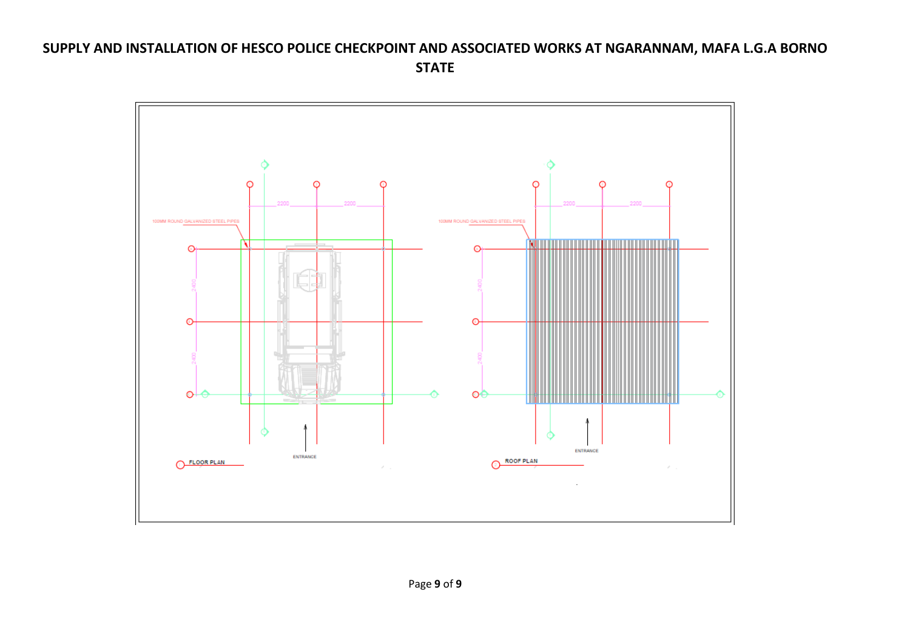# SUPPLY AND INSTALLATION OF HESCO POLICE CHECKPOINT AND ASSOCIATED WORKS AT NGARANNAM, MAFA L.G.A BORNO STATE

2200
2200
100MM ROUND GALVANIZED STEEL PIPES
2400
2400
ENTRANCE
FLOOR PLAN

2200
2200
100MM ROUND GALVANIZED STEEL PIPES
2400
2400
ENTRANCE
ROOF PLAN